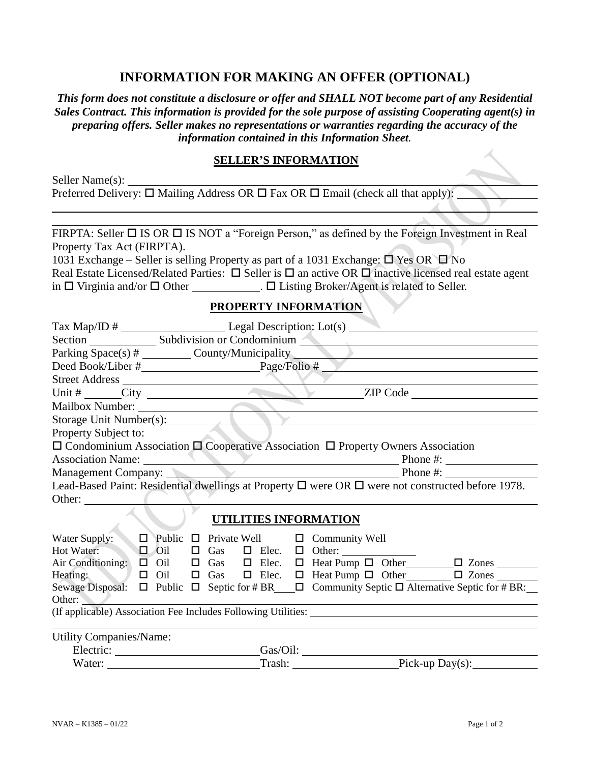# INFORMATION FOR MAKING AN OFFER (OPTIONAL)

***This form does not constitute a disclosure or offer and SHALL NOT become part of any Residential Sales Contract. This information is provided for the sole purpose of assisting Cooperating agent(s) in preparing offers. Seller makes no representations or warranties regarding the accuracy of the information contained in this Information Sheet.***

## SELLER'S INFORMATION

Seller Name(s): ______________________________

Preferred Delivery: ☐ Mailing Address OR ☐ Fax OR ☐ Email (check all that apply): ______________________________

______________________________

______________________________

FIRPTA: Seller ☐ IS OR ☐ IS NOT a "Foreign Person," as defined by the Foreign Investment in Real Property Tax Act (FIRPTA).

1031 Exchange – Seller is selling Property as part of a 1031 Exchange: ☐ Yes OR ☐ No

Real Estate Licensed/Related Parties: ☐ Seller is ☐ an active OR ☐ inactive licensed real estate agent in ☐ Virginia and/or ☐ Other __________. ☐ Listing Broker/Agent is related to Seller.

## PROPERTY INFORMATION

Tax Map/ID # __________ Legal Description: Lot(s) __________

Section __________ Subdivision or Condominium __________

Parking Space(s) # __________ County/Municipality __________

Deed Book/Liber # __________ Page/Folio # __________

Street Address __________

Unit # ______ City __________ ZIP Code __________

Mailbox Number: __________

Storage Unit Number(s): __________

Property Subject to:

☐ Condominium Association ☐ Cooperative Association ☐ Property Owners Association

Association Name: __________ Phone #: __________

Management Company: __________ Phone #: __________

Lead-Based Paint: Residential dwellings at Property ☐ were OR ☐ were not constructed before 1978.

Other: __________

## UTILITIES INFORMATION

Water Supply: ☐ Public ☐ Private Well ☐ Community Well

Hot Water: ☐ Oil ☐ Gas ☐ Elec. ☐ Other: __________

Air Conditioning: ☐ Oil ☐ Gas ☐ Elec. ☐ Heat Pump ☐ Other ________ ☐ Zones ________

Heating: ☐ Oil ☐ Gas ☐ Elec. ☐ Heat Pump ☐ Other ________ ☐ Zones ________

Sewage Disposal: ☐ Public ☐ Septic for # BR ____ ☐ Community Septic ☐ Alternative Septic for # BR: ____

Other: __________

(If applicable) Association Fee Includes Following Utilities: __________

______________________________

Utility Companies/Name:

Electric: __________ Gas/Oil: __________

Water: __________ Trash: __________ Pick-up Day(s): __________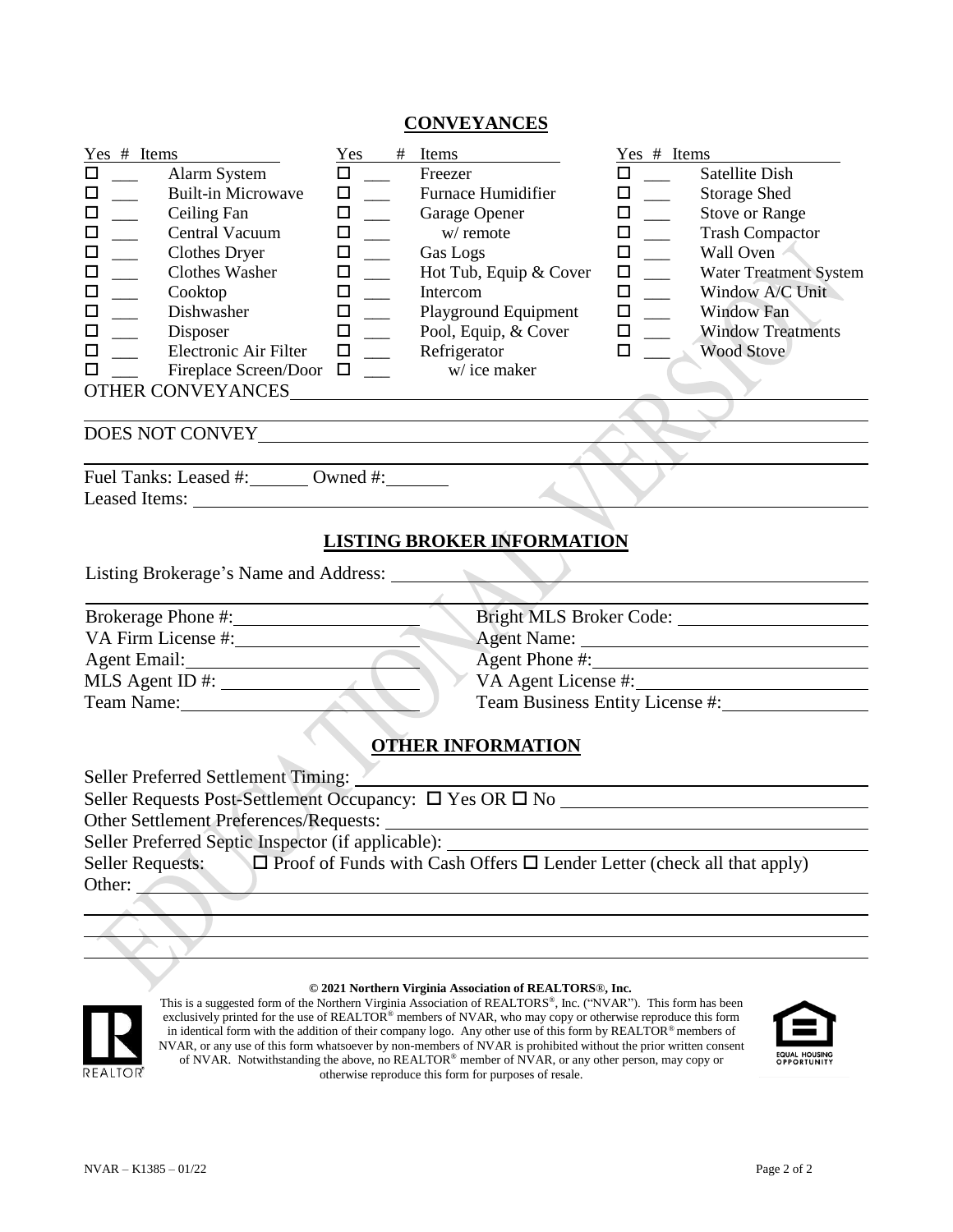## CONVEYANCES

| Yes | # | Items | Yes | # | Items | Yes | # | Items |
|---|---|---|---|---|---|---|---|---|
| ☐ | ___ | Alarm System | ☐ | ___ | Freezer | ☐ | ___ | Satellite Dish |
| ☐ | ___ | Built-in Microwave | ☐ | ___ | Furnace Humidifier | ☐ | ___ | Storage Shed |
| ☐ | ___ | Ceiling Fan | ☐ | ___ | Garage Opener | ☐ | ___ | Stove or Range |
| ☐ | ___ | Central Vacuum | | | w/ remote | ☐ | ___ | Trash Compactor |
| ☐ | ___ | Clothes Dryer | ☐ | ___ | Gas Logs | ☐ | ___ | Wall Oven |
| ☐ | ___ | Clothes Washer | ☐ | ___ | Hot Tub, Equip & Cover | ☐ | ___ | Water Treatment System |
| ☐ | ___ | Cooktop | ☐ | ___ | Intercom | ☐ | ___ | Window A/C Unit |
| ☐ | ___ | Dishwasher | ☐ | ___ | Playground Equipment | ☐ | ___ | Window Fan |
| ☐ | ___ | Disposer | ☐ | ___ | Pool, Equip, & Cover | ☐ | ___ | Window Treatments |
| ☐ | ___ | Electronic Air Filter | ☐ | ___ | Refrigerator | ☐ | ___ | Wood Stove |
| ☐ | ___ | Fireplace Screen/Door | ☐ | ___ | w/ ice maker | | | |

OTHER CONVEYANCES ______________________________________________

______________________________________________

DOES NOT CONVEY ______________________________________________

______________________________________________

Fuel Tanks: Leased #: ______ Owned #: ______

Leased Items: ______________________________________________

## LISTING BROKER INFORMATION

Listing Brokerage's Name and Address: ______________________________________________

______________________________________________

Brokerage Phone #: ____________________ Bright MLS Broker Code: ____________________

VA Firm License #: ____________________ Agent Name: ____________________

Agent Email: ____________________ Agent Phone #: ____________________

MLS Agent ID #: ____________________ VA Agent License #: ____________________

Team Name: ____________________ Team Business Entity License #: ____________________

## OTHER INFORMATION

Seller Preferred Settlement Timing: ______________________________________________

Seller Requests Post-Settlement Occupancy: ☐ Yes OR ☐ No ______________________________

Other Settlement Preferences/Requests: ______________________________________________

Seller Preferred Septic Inspector (if applicable): ______________________________________________

Seller Requests: ☐ Proof of Funds with Cash Offers ☐ Lender Letter (check all that apply)

Other: ______________________________________________

______________________________________________

______________________________________________

______________________________________________

**© 2021 Northern Virginia Association of REALTORS®, Inc.**

This is a suggested form of the Northern Virginia Association of REALTORS®, Inc. ("NVAR"). This form has been exclusively printed for the use of REALTOR® members of NVAR, who may copy or otherwise reproduce this form in identical form with the addition of their company logo. Any other use of this form by REALTOR® members of NVAR, or any use of this form whatsoever by non-members of NVAR is prohibited without the prior written consent of NVAR. Notwithstanding the above, no REALTOR® member of NVAR, or any other person, may copy or otherwise reproduce this form for purposes of resale.

NVAR – K1385 – 01/22